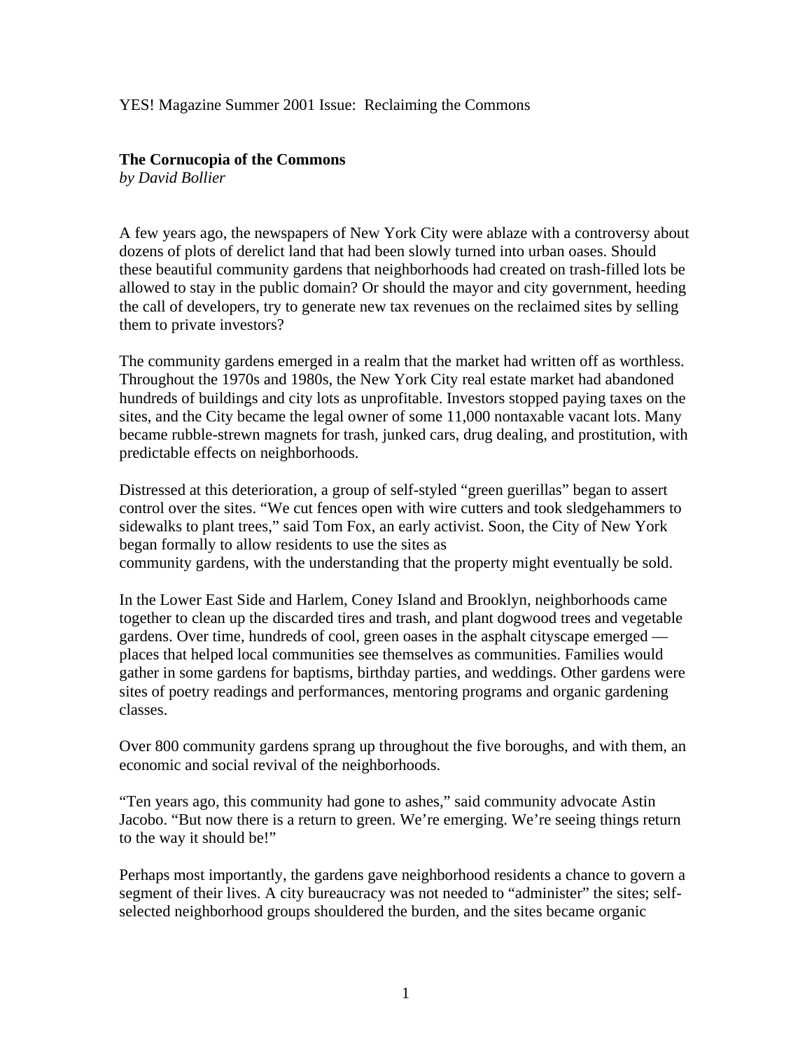YES! Magazine Summer 2001 Issue: Reclaiming the Commons

# The Cornucopia of the Commons

*by David Bollier*

A few years ago, the newspapers of New York City were ablaze with a controversy about dozens of plots of derelict land that had been slowly turned into urban oases. Should these beautiful community gardens that neighborhoods had created on trash-filled lots be allowed to stay in the public domain? Or should the mayor and city government, heeding the call of developers, try to generate new tax revenues on the reclaimed sites by selling them to private investors?

The community gardens emerged in a realm that the market had written off as worthless. Throughout the 1970s and 1980s, the New York City real estate market had abandoned hundreds of buildings and city lots as unprofitable. Investors stopped paying taxes on the sites, and the City became the legal owner of some 11,000 nontaxable vacant lots. Many became rubble-strewn magnets for trash, junked cars, drug dealing, and prostitution, with predictable effects on neighborhoods.

Distressed at this deterioration, a group of self-styled "green guerillas" began to assert control over the sites. "We cut fences open with wire cutters and took sledgehammers to sidewalks to plant trees," said Tom Fox, an early activist. Soon, the City of New York began formally to allow residents to use the sites as community gardens, with the understanding that the property might eventually be sold.

In the Lower East Side and Harlem, Coney Island and Brooklyn, neighborhoods came together to clean up the discarded tires and trash, and plant dogwood trees and vegetable gardens. Over time, hundreds of cool, green oases in the asphalt cityscape emerged — places that helped local communities see themselves as communities. Families would gather in some gardens for baptisms, birthday parties, and weddings. Other gardens were sites of poetry readings and performances, mentoring programs and organic gardening classes.

Over 800 community gardens sprang up throughout the five boroughs, and with them, an economic and social revival of the neighborhoods.

"Ten years ago, this community had gone to ashes," said community advocate Astin Jacobo. "But now there is a return to green. We're emerging. We're seeing things return to the way it should be!"

Perhaps most importantly, the gardens gave neighborhood residents a chance to govern a segment of their lives. A city bureaucracy was not needed to "administer" the sites; self-selected neighborhood groups shouldered the burden, and the sites became organic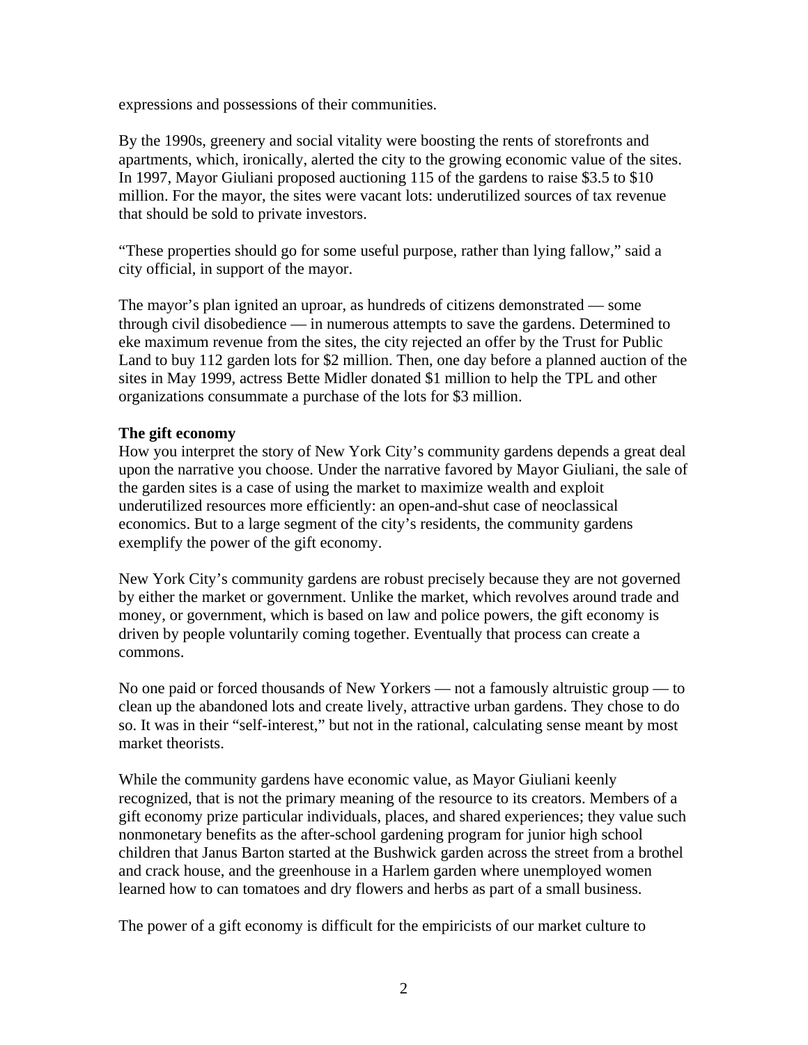expressions and possessions of their communities.

By the 1990s, greenery and social vitality were boosting the rents of storefronts and apartments, which, ironically, alerted the city to the growing economic value of the sites. In 1997, Mayor Giuliani proposed auctioning 115 of the gardens to raise $3.5 to $10 million. For the mayor, the sites were vacant lots: underutilized sources of tax revenue that should be sold to private investors.

"These properties should go for some useful purpose, rather than lying fallow," said a city official, in support of the mayor.

The mayor's plan ignited an uproar, as hundreds of citizens demonstrated — some through civil disobedience — in numerous attempts to save the gardens. Determined to eke maximum revenue from the sites, the city rejected an offer by the Trust for Public Land to buy 112 garden lots for $2 million. Then, one day before a planned auction of the sites in May 1999, actress Bette Midler donated $1 million to help the TPL and other organizations consummate a purchase of the lots for $3 million.

**The gift economy**

How you interpret the story of New York City's community gardens depends a great deal upon the narrative you choose. Under the narrative favored by Mayor Giuliani, the sale of the garden sites is a case of using the market to maximize wealth and exploit underutilized resources more efficiently: an open-and-shut case of neoclassical economics. But to a large segment of the city's residents, the community gardens exemplify the power of the gift economy.

New York City's community gardens are robust precisely because they are not governed by either the market or government. Unlike the market, which revolves around trade and money, or government, which is based on law and police powers, the gift economy is driven by people voluntarily coming together. Eventually that process can create a commons.

No one paid or forced thousands of New Yorkers — not a famously altruistic group — to clean up the abandoned lots and create lively, attractive urban gardens. They chose to do so. It was in their "self-interest," but not in the rational, calculating sense meant by most market theorists.

While the community gardens have economic value, as Mayor Giuliani keenly recognized, that is not the primary meaning of the resource to its creators. Members of a gift economy prize particular individuals, places, and shared experiences; they value such nonmonetary benefits as the after-school gardening program for junior high school children that Janus Barton started at the Bushwick garden across the street from a brothel and crack house, and the greenhouse in a Harlem garden where unemployed women learned how to can tomatoes and dry flowers and herbs as part of a small business.

The power of a gift economy is difficult for the empiricists of our market culture to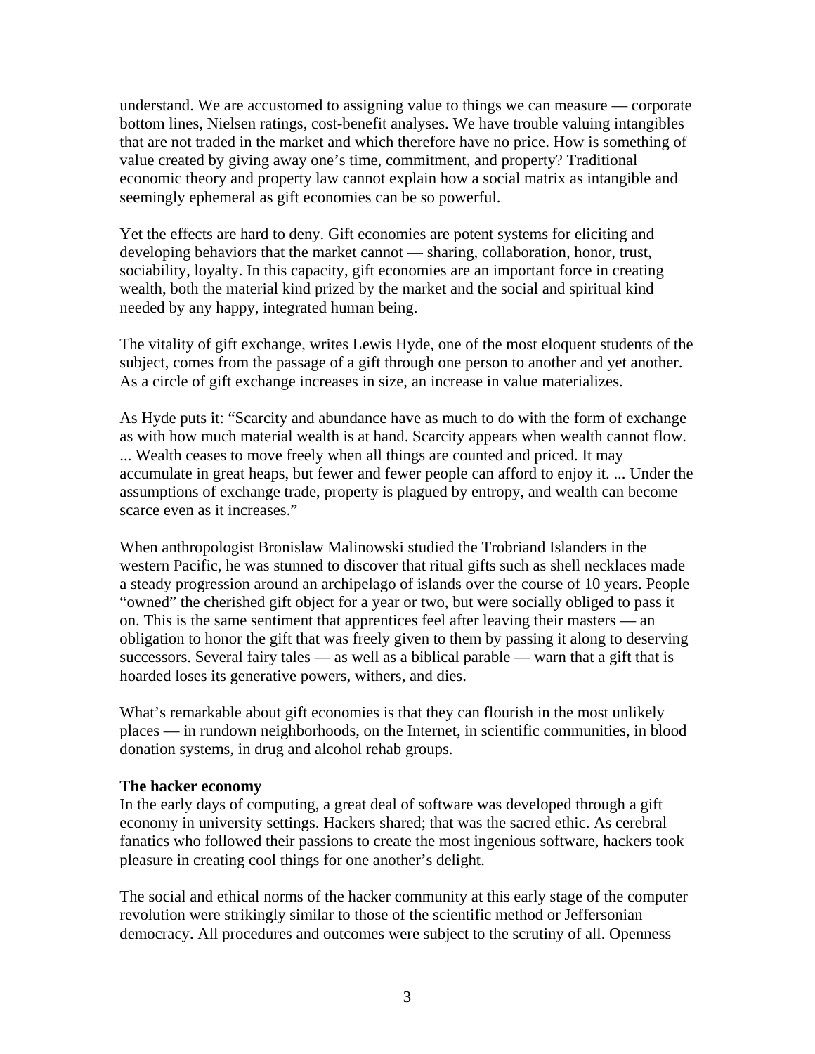understand. We are accustomed to assigning value to things we can measure — corporate bottom lines, Nielsen ratings, cost-benefit analyses. We have trouble valuing intangibles that are not traded in the market and which therefore have no price. How is something of value created by giving away one's time, commitment, and property? Traditional economic theory and property law cannot explain how a social matrix as intangible and seemingly ephemeral as gift economies can be so powerful.

Yet the effects are hard to deny. Gift economies are potent systems for eliciting and developing behaviors that the market cannot — sharing, collaboration, honor, trust, sociability, loyalty. In this capacity, gift economies are an important force in creating wealth, both the material kind prized by the market and the social and spiritual kind needed by any happy, integrated human being.

The vitality of gift exchange, writes Lewis Hyde, one of the most eloquent students of the subject, comes from the passage of a gift through one person to another and yet another. As a circle of gift exchange increases in size, an increase in value materializes.

As Hyde puts it: "Scarcity and abundance have as much to do with the form of exchange as with how much material wealth is at hand. Scarcity appears when wealth cannot flow. ... Wealth ceases to move freely when all things are counted and priced. It may accumulate in great heaps, but fewer and fewer people can afford to enjoy it. ... Under the assumptions of exchange trade, property is plagued by entropy, and wealth can become scarce even as it increases."

When anthropologist Bronislaw Malinowski studied the Trobriand Islanders in the western Pacific, he was stunned to discover that ritual gifts such as shell necklaces made a steady progression around an archipelago of islands over the course of 10 years. People "owned" the cherished gift object for a year or two, but were socially obliged to pass it on. This is the same sentiment that apprentices feel after leaving their masters — an obligation to honor the gift that was freely given to them by passing it along to deserving successors. Several fairy tales — as well as a biblical parable — warn that a gift that is hoarded loses its generative powers, withers, and dies.

What's remarkable about gift economies is that they can flourish in the most unlikely places — in rundown neighborhoods, on the Internet, in scientific communities, in blood donation systems, in drug and alcohol rehab groups.

**The hacker economy**

In the early days of computing, a great deal of software was developed through a gift economy in university settings. Hackers shared; that was the sacred ethic. As cerebral fanatics who followed their passions to create the most ingenious software, hackers took pleasure in creating cool things for one another's delight.

The social and ethical norms of the hacker community at this early stage of the computer revolution were strikingly similar to those of the scientific method or Jeffersonian democracy. All procedures and outcomes were subject to the scrutiny of all. Openness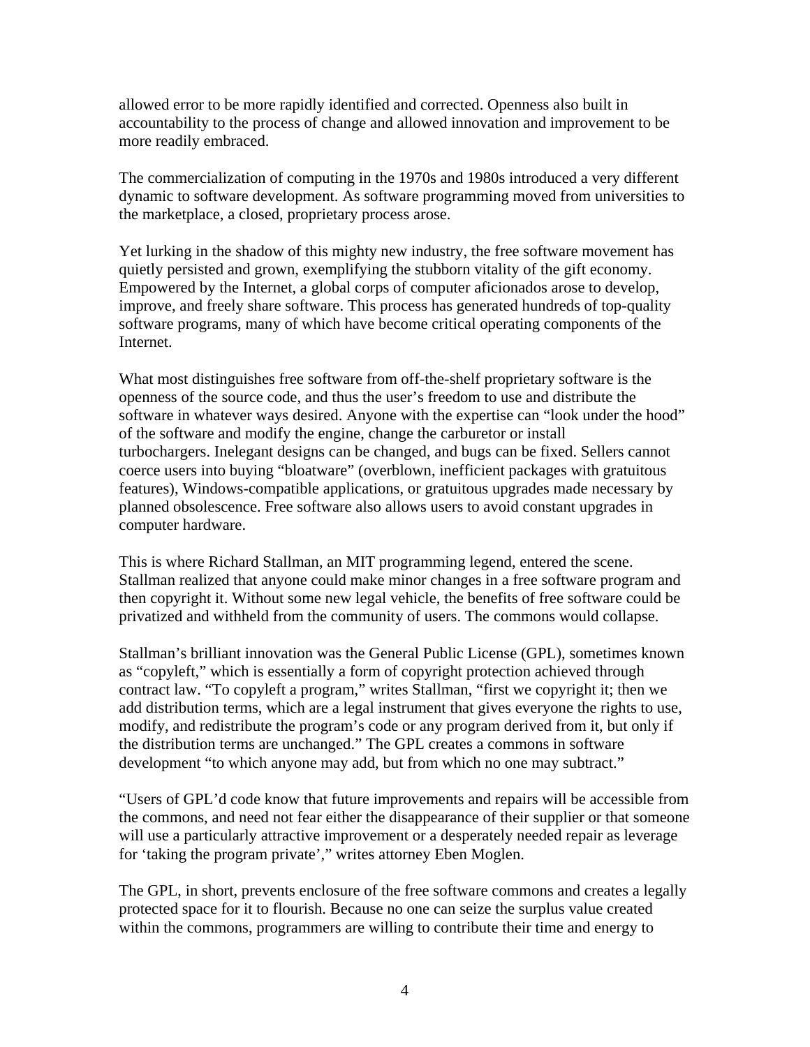allowed error to be more rapidly identified and corrected. Openness also built in accountability to the process of change and allowed innovation and improvement to be more readily embraced.

The commercialization of computing in the 1970s and 1980s introduced a very different dynamic to software development. As software programming moved from universities to the marketplace, a closed, proprietary process arose.

Yet lurking in the shadow of this mighty new industry, the free software movement has quietly persisted and grown, exemplifying the stubborn vitality of the gift economy. Empowered by the Internet, a global corps of computer aficionados arose to develop, improve, and freely share software. This process has generated hundreds of top-quality software programs, many of which have become critical operating components of the Internet.

What most distinguishes free software from off-the-shelf proprietary software is the openness of the source code, and thus the user's freedom to use and distribute the software in whatever ways desired. Anyone with the expertise can "look under the hood" of the software and modify the engine, change the carburetor or install turbochargers. Inelegant designs can be changed, and bugs can be fixed. Sellers cannot coerce users into buying "bloatware" (overblown, inefficient packages with gratuitous features), Windows-compatible applications, or gratuitous upgrades made necessary by planned obsolescence. Free software also allows users to avoid constant upgrades in computer hardware.

This is where Richard Stallman, an MIT programming legend, entered the scene. Stallman realized that anyone could make minor changes in a free software program and then copyright it. Without some new legal vehicle, the benefits of free software could be privatized and withheld from the community of users. The commons would collapse.

Stallman's brilliant innovation was the General Public License (GPL), sometimes known as "copyleft," which is essentially a form of copyright protection achieved through contract law. "To copyleft a program," writes Stallman, "first we copyright it; then we add distribution terms, which are a legal instrument that gives everyone the rights to use, modify, and redistribute the program's code or any program derived from it, but only if the distribution terms are unchanged." The GPL creates a commons in software development "to which anyone may add, but from which no one may subtract."

"Users of GPL'd code know that future improvements and repairs will be accessible from the commons, and need not fear either the disappearance of their supplier or that someone will use a particularly attractive improvement or a desperately needed repair as leverage for 'taking the program private'," writes attorney Eben Moglen.

The GPL, in short, prevents enclosure of the free software commons and creates a legally protected space for it to flourish. Because no one can seize the surplus value created within the commons, programmers are willing to contribute their time and energy to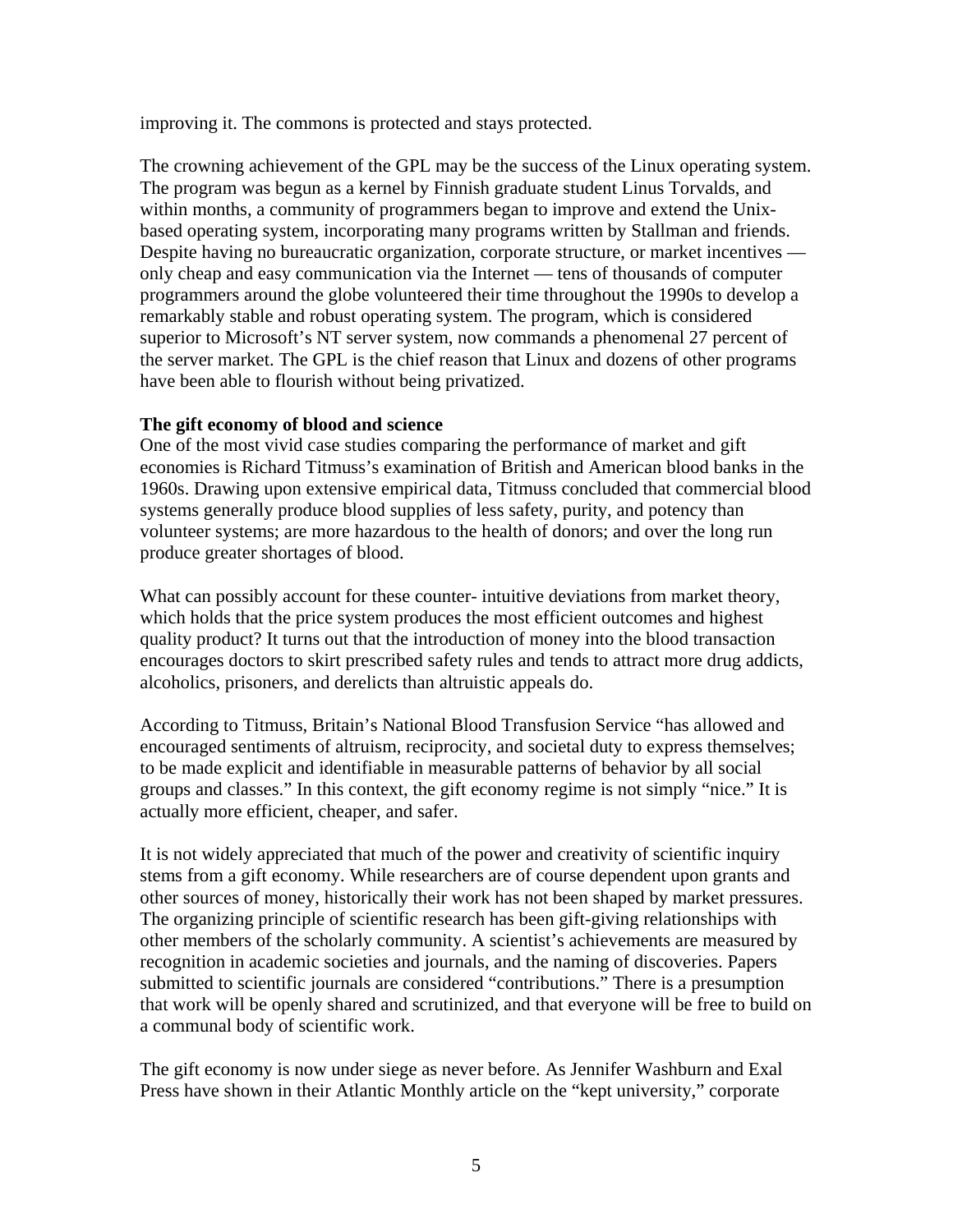improving it. The commons is protected and stays protected.

The crowning achievement of the GPL may be the success of the Linux operating system. The program was begun as a kernel by Finnish graduate student Linus Torvalds, and within months, a community of programmers began to improve and extend the Unix-based operating system, incorporating many programs written by Stallman and friends. Despite having no bureaucratic organization, corporate structure, or market incentives — only cheap and easy communication via the Internet — tens of thousands of computer programmers around the globe volunteered their time throughout the 1990s to develop a remarkably stable and robust operating system. The program, which is considered superior to Microsoft's NT server system, now commands a phenomenal 27 percent of the server market. The GPL is the chief reason that Linux and dozens of other programs have been able to flourish without being privatized.

**The gift economy of blood and science**

One of the most vivid case studies comparing the performance of market and gift economies is Richard Titmuss's examination of British and American blood banks in the 1960s. Drawing upon extensive empirical data, Titmuss concluded that commercial blood systems generally produce blood supplies of less safety, purity, and potency than volunteer systems; are more hazardous to the health of donors; and over the long run produce greater shortages of blood.

What can possibly account for these counter- intuitive deviations from market theory, which holds that the price system produces the most efficient outcomes and highest quality product? It turns out that the introduction of money into the blood transaction encourages doctors to skirt prescribed safety rules and tends to attract more drug addicts, alcoholics, prisoners, and derelicts than altruistic appeals do.

According to Titmuss, Britain's National Blood Transfusion Service "has allowed and encouraged sentiments of altruism, reciprocity, and societal duty to express themselves; to be made explicit and identifiable in measurable patterns of behavior by all social groups and classes." In this context, the gift economy regime is not simply "nice." It is actually more efficient, cheaper, and safer.

It is not widely appreciated that much of the power and creativity of scientific inquiry stems from a gift economy. While researchers are of course dependent upon grants and other sources of money, historically their work has not been shaped by market pressures. The organizing principle of scientific research has been gift-giving relationships with other members of the scholarly community. A scientist's achievements are measured by recognition in academic societies and journals, and the naming of discoveries. Papers submitted to scientific journals are considered "contributions." There is a presumption that work will be openly shared and scrutinized, and that everyone will be free to build on a communal body of scientific work.

The gift economy is now under siege as never before. As Jennifer Washburn and Exal Press have shown in their Atlantic Monthly article on the "kept university," corporate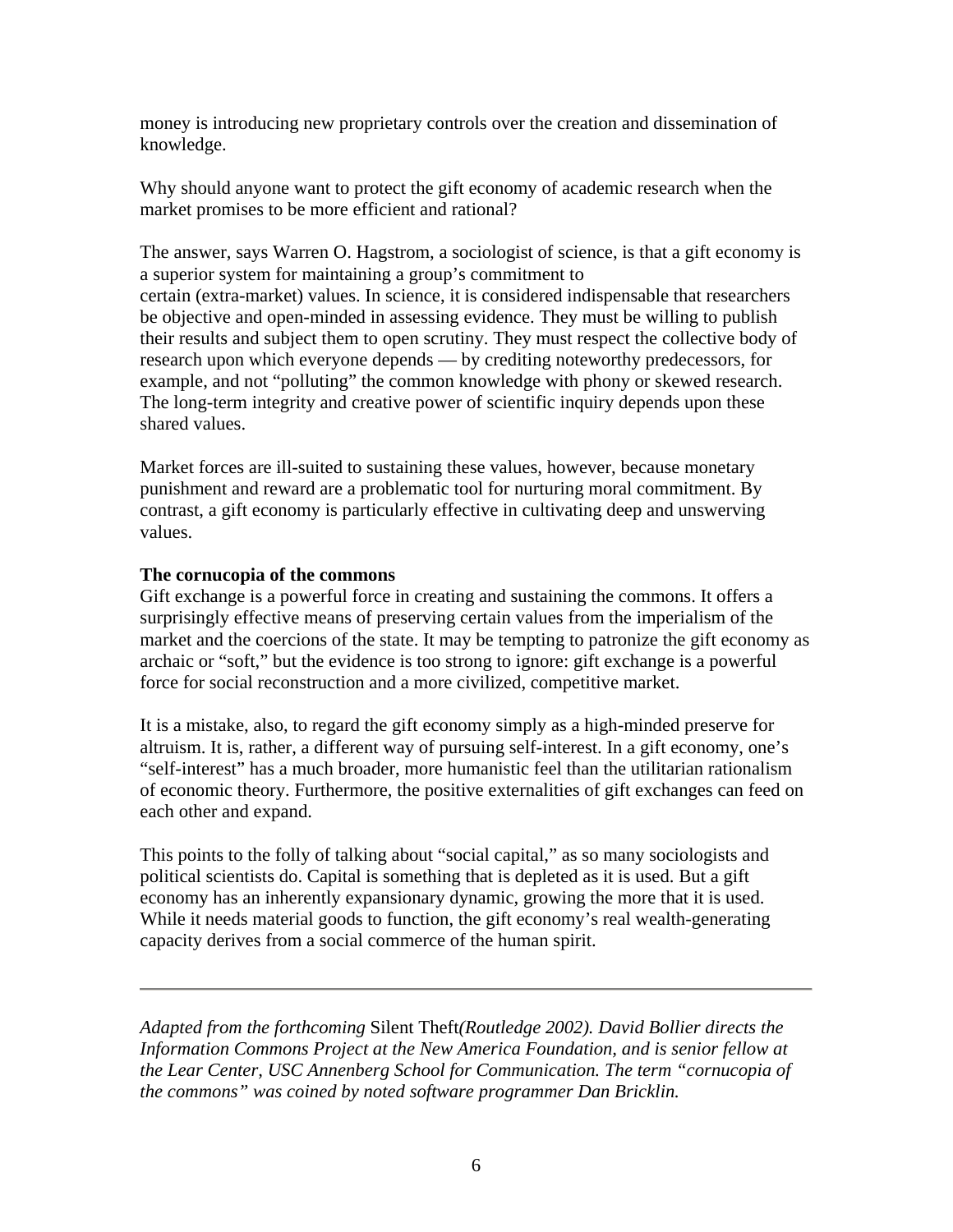money is introducing new proprietary controls over the creation and dissemination of knowledge.

Why should anyone want to protect the gift economy of academic research when the market promises to be more efficient and rational?

The answer, says Warren O. Hagstrom, a sociologist of science, is that a gift economy is a superior system for maintaining a group's commitment to certain (extra-market) values. In science, it is considered indispensable that researchers be objective and open-minded in assessing evidence. They must be willing to publish their results and subject them to open scrutiny. They must respect the collective body of research upon which everyone depends — by crediting noteworthy predecessors, for example, and not "polluting" the common knowledge with phony or skewed research. The long-term integrity and creative power of scientific inquiry depends upon these shared values.

Market forces are ill-suited to sustaining these values, however, because monetary punishment and reward are a problematic tool for nurturing moral commitment. By contrast, a gift economy is particularly effective in cultivating deep and unswerving values.

**The cornucopia of the commons**

Gift exchange is a powerful force in creating and sustaining the commons. It offers a surprisingly effective means of preserving certain values from the imperialism of the market and the coercions of the state. It may be tempting to patronize the gift economy as archaic or "soft," but the evidence is too strong to ignore: gift exchange is a powerful force for social reconstruction and a more civilized, competitive market.

It is a mistake, also, to regard the gift economy simply as a high-minded preserve for altruism. It is, rather, a different way of pursuing self-interest. In a gift economy, one's "self-interest" has a much broader, more humanistic feel than the utilitarian rationalism of economic theory. Furthermore, the positive externalities of gift exchanges can feed on each other and expand.

This points to the folly of talking about "social capital," as so many sociologists and political scientists do. Capital is something that is depleted as it is used. But a gift economy has an inherently expansionary dynamic, growing the more that it is used. While it needs material goods to function, the gift economy's real wealth-generating capacity derives from a social commerce of the human spirit.

---

*Adapted from the forthcoming* Silent Theft*(Routledge 2002). David Bollier directs the Information Commons Project at the New America Foundation, and is senior fellow at the Lear Center, USC Annenberg School for Communication. The term "cornucopia of the commons" was coined by noted software programmer Dan Bricklin.*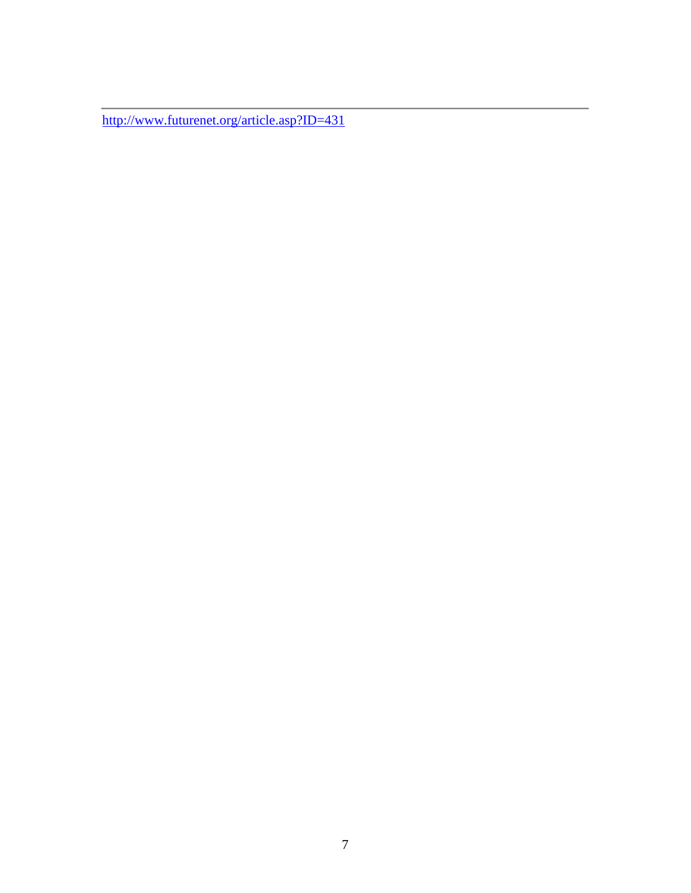---

http://www.futurenet.org/article.asp?ID=431